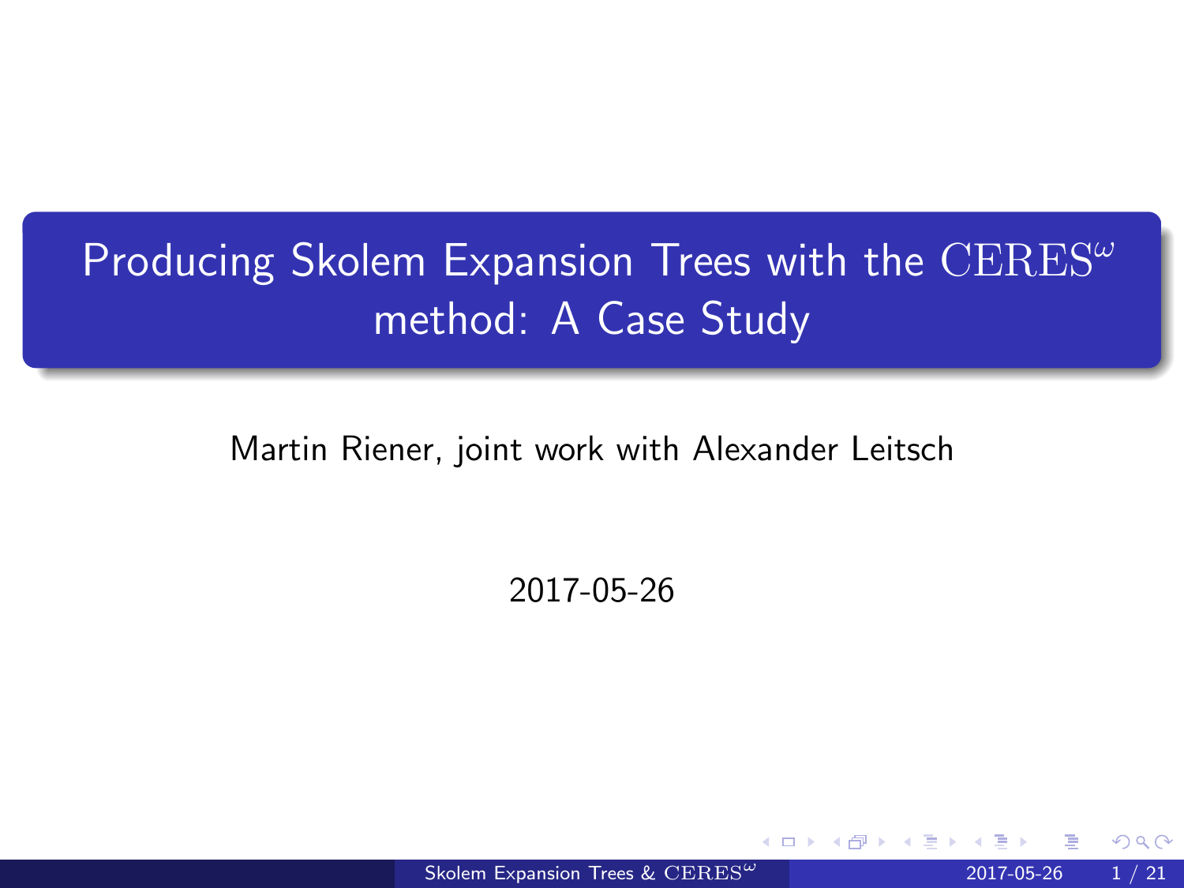# Producing Skolem Expansion Trees with the $\mathrm{CERES}^{\omega}$ method: A Case Study

Martin Riener, joint work with Alexander Leitsch

2017-05-26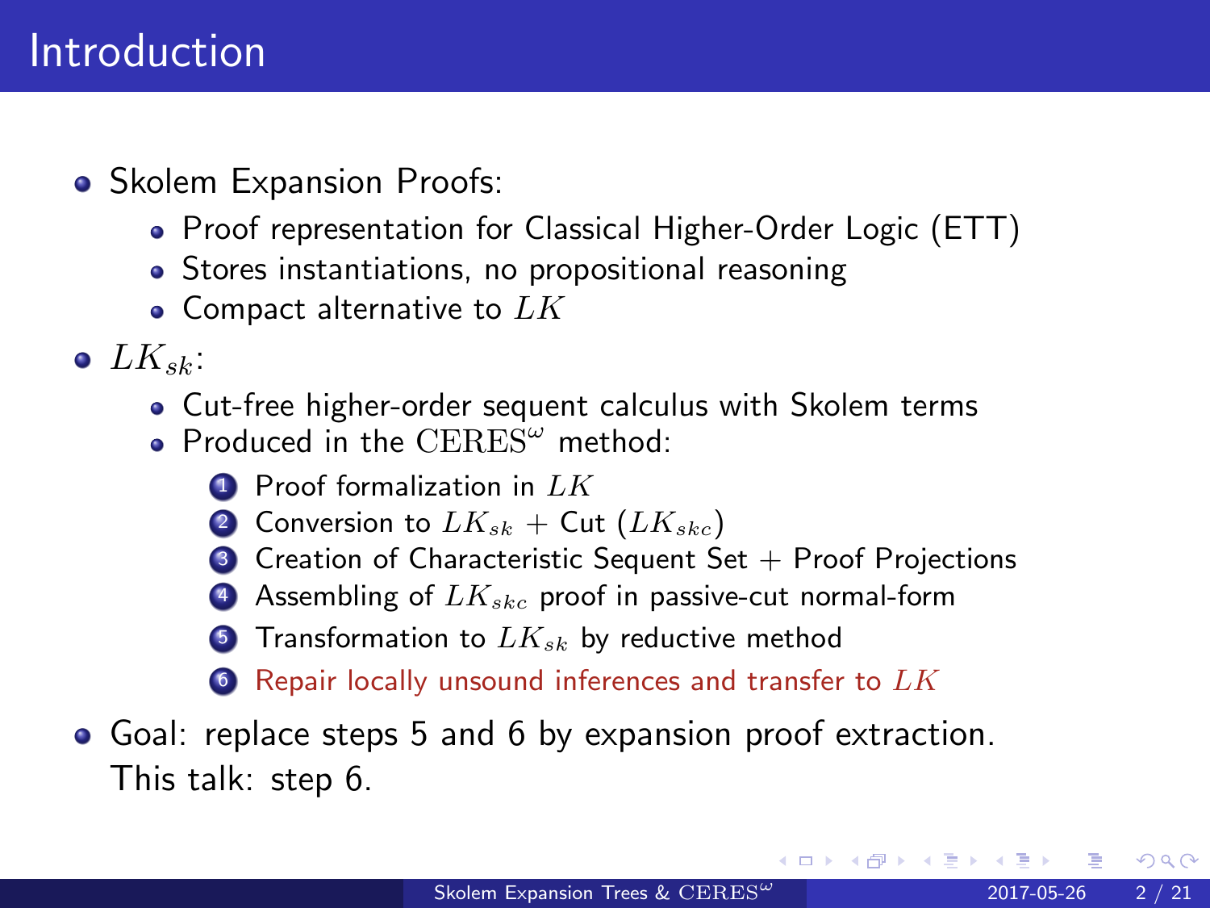# Introduction

- Skolem Expansion Proofs:
  - Proof representation for Classical Higher-Order Logic (ETT)
  - Stores instantiations, no propositional reasoning
  - Compact alternative to $LK$
- $LK_{sk}$:
  - Cut-free higher-order sequent calculus with Skolem terms
  - Produced in the $\mathrm{CERES}^{\omega}$ method:
    1. Proof formalization in $LK$
    2. Conversion to $LK_{sk}$ + Cut ($LK_{skc}$)
    3. Creation of Characteristic Sequent Set + Proof Projections
    4. Assembling of $LK_{skc}$ proof in passive-cut normal-form
    5. Transformation to $LK_{sk}$ by reductive method
    6. Repair locally unsound inferences and transfer to $LK$
- Goal: replace steps 5 and 6 by expansion proof extraction.
  This talk: step 6.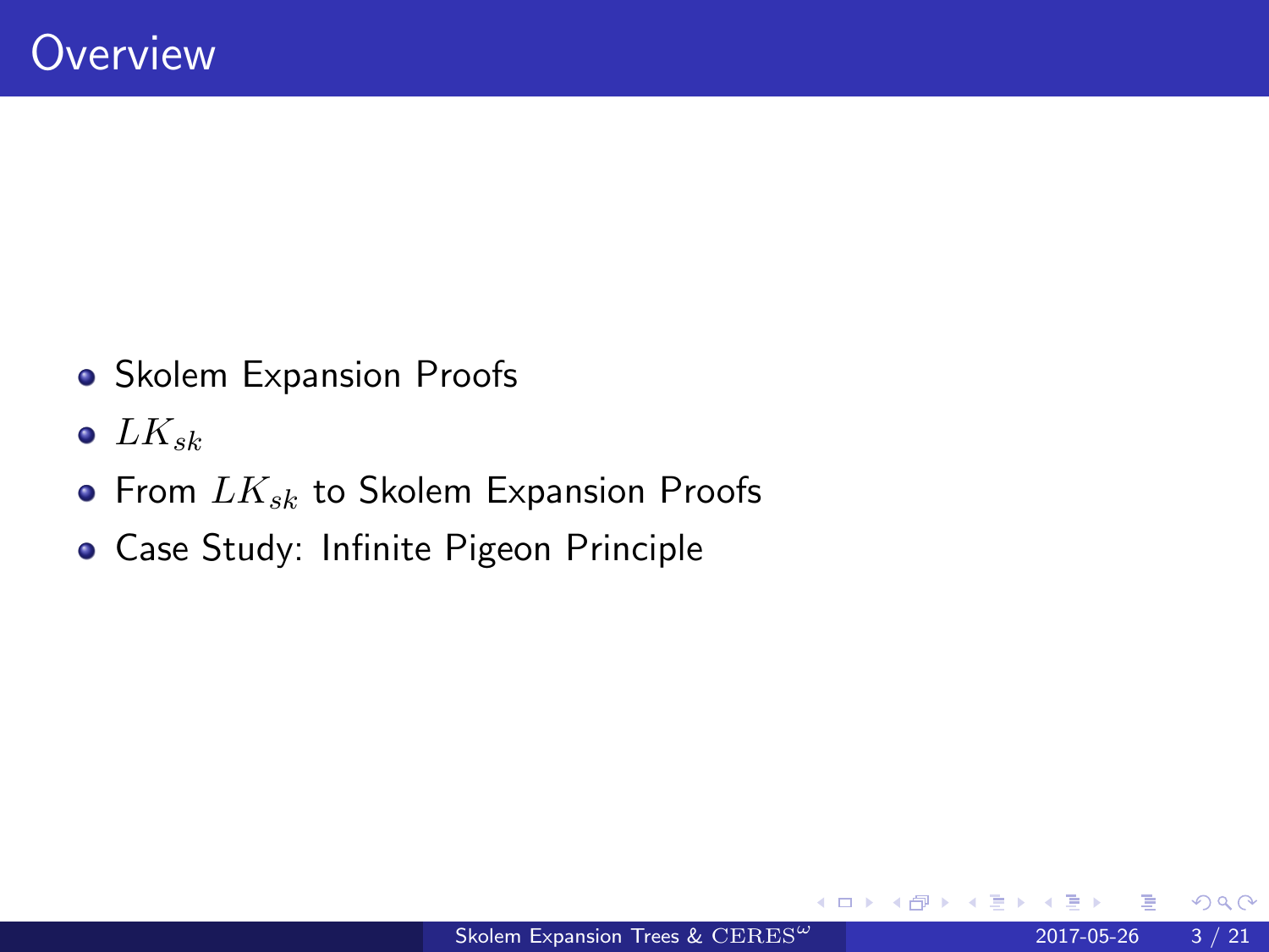# Overview

- Skolem Expansion Proofs
- $LK_{sk}$
- From $LK_{sk}$ to Skolem Expansion Proofs
- Case Study: Infinite Pigeon Principle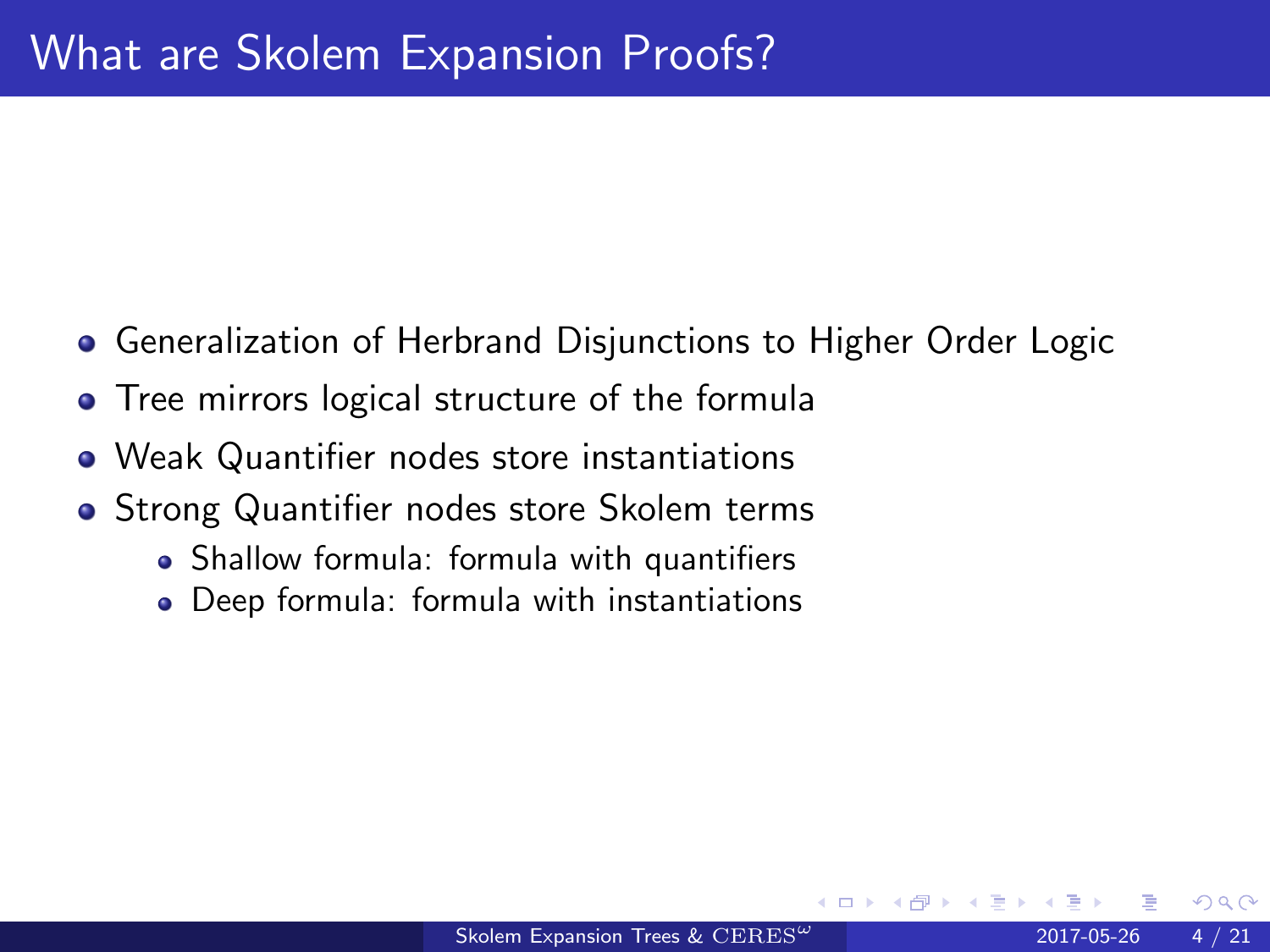# What are Skolem Expansion Proofs?

- Generalization of Herbrand Disjunctions to Higher Order Logic
- Tree mirrors logical structure of the formula
- Weak Quantifier nodes store instantiations
- Strong Quantifier nodes store Skolem terms
  - Shallow formula: formula with quantifiers
  - Deep formula: formula with instantiations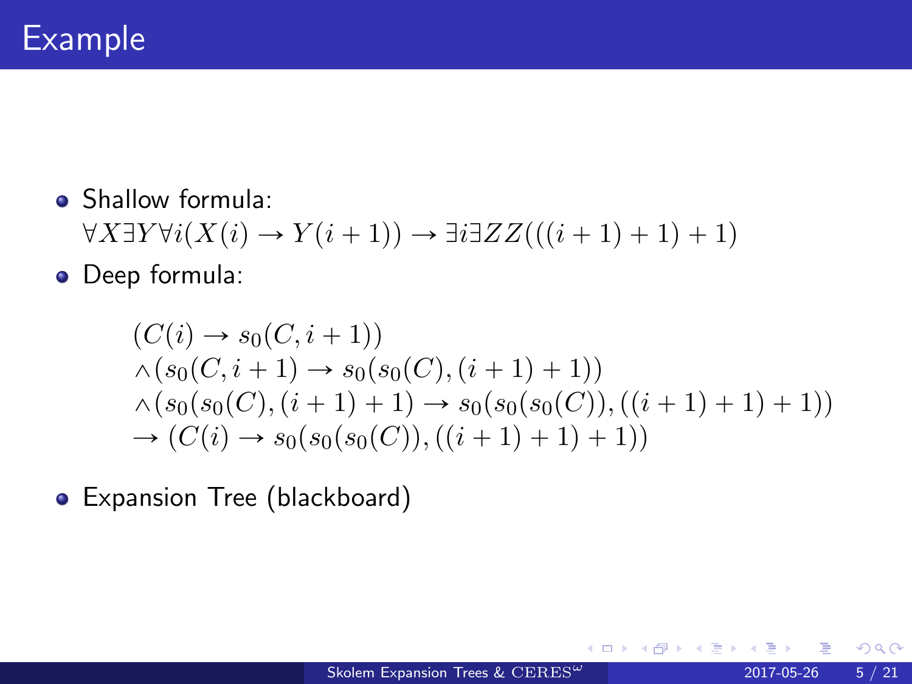# Example

- Shallow formula:
  $\forall X \exists Y \forall i (X(i) \rightarrow Y(i+1)) \rightarrow \exists i \exists Z Z(((i+1)+1)+1)$
- Deep formula:

$$
\begin{aligned}
&(C(i) \rightarrow s_0(C, i+1)) \\
&\wedge (s_0(C, i+1) \rightarrow s_0(s_0(C), (i+1)+1)) \\
&\wedge (s_0(s_0(C), (i+1)+1) \rightarrow s_0(s_0(s_0(C)), ((i+1)+1)+1)) \\
&\rightarrow (C(i) \rightarrow s_0(s_0(s_0(C)), ((i+1)+1)+1))
\end{aligned}
$$

- Expansion Tree (blackboard)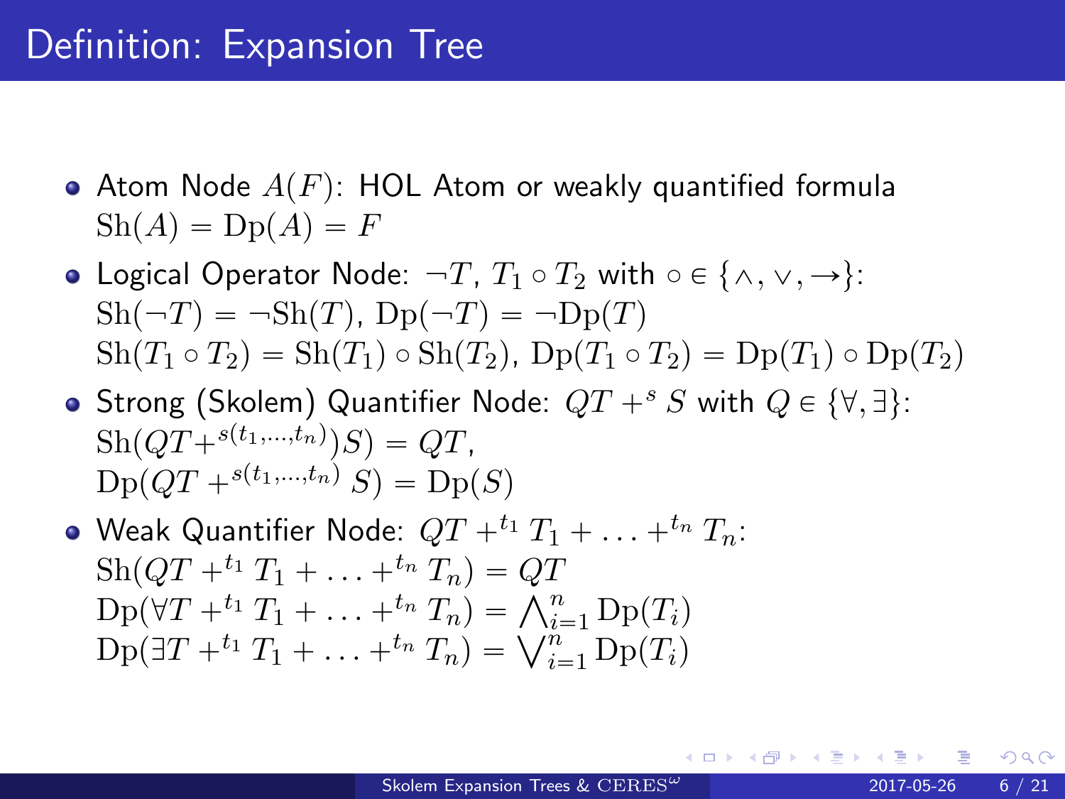# Definition: Expansion Tree

- Atom Node $A(F)$: HOL Atom or weakly quantified formula
  $\mathrm{Sh}(A) = \mathrm{Dp}(A) = F$
- Logical Operator Node: $\neg T$, $T_1 \circ T_2$ with $\circ \in \{\wedge, \vee, \rightarrow\}$:
  $\mathrm{Sh}(\neg T) = \neg \mathrm{Sh}(T)$, $\mathrm{Dp}(\neg T) = \neg \mathrm{Dp}(T)$
  $\mathrm{Sh}(T_1 \circ T_2) = \mathrm{Sh}(T_1) \circ \mathrm{Sh}(T_2)$, $\mathrm{Dp}(T_1 \circ T_2) = \mathrm{Dp}(T_1) \circ \mathrm{Dp}(T_2)$
- Strong (Skolem) Quantifier Node: $QT +^s S$ with $Q \in \{\forall, \exists\}$:
  $\mathrm{Sh}(QT +^{s(t_1,\ldots,t_n)}) S) = QT$,
  $\mathrm{Dp}(QT +^{s(t_1,\ldots,t_n)} S) = \mathrm{Dp}(S)$
- Weak Quantifier Node: $QT +^{t_1} T_1 + \ldots +^{t_n} T_n$:
  $\mathrm{Sh}(QT +^{t_1} T_1 + \ldots +^{t_n} T_n) = QT$
  $\mathrm{Dp}(\forall T +^{t_1} T_1 + \ldots +^{t_n} T_n) = \bigwedge_{i=1}^{n} \mathrm{Dp}(T_i)$
  $\mathrm{Dp}(\exists T +^{t_1} T_1 + \ldots +^{t_n} T_n) = \bigvee_{i=1}^{n} \mathrm{Dp}(T_i)$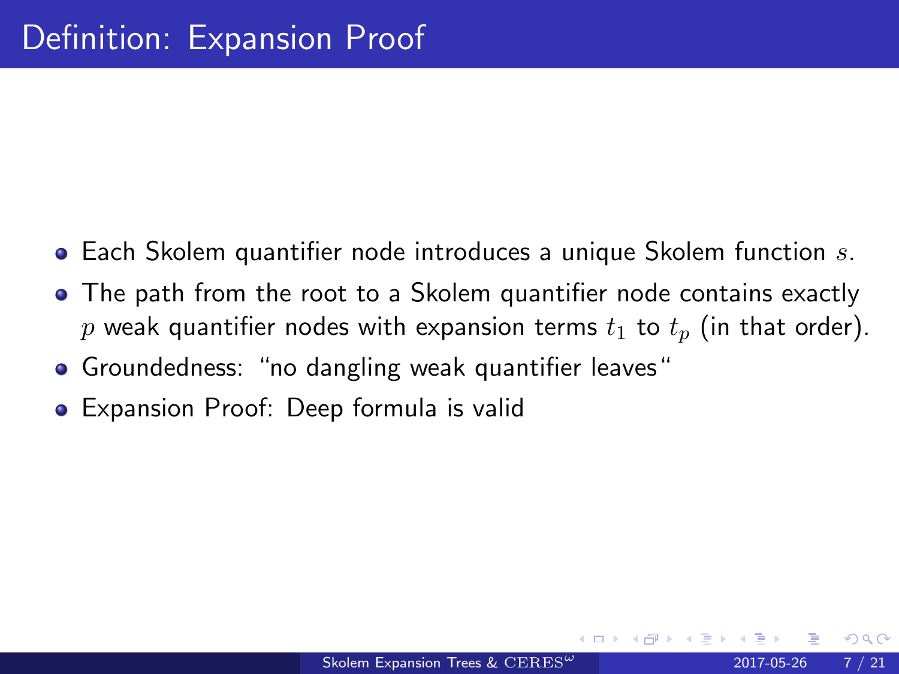# Definition: Expansion Proof

- Each Skolem quantifier node introduces a unique Skolem function $s$.
- The path from the root to a Skolem quantifier node contains exactly $p$ weak quantifier nodes with expansion terms $t_1$ to $t_p$ (in that order).
- Groundedness: "no dangling weak quantifier leaves"
- Expansion Proof: Deep formula is valid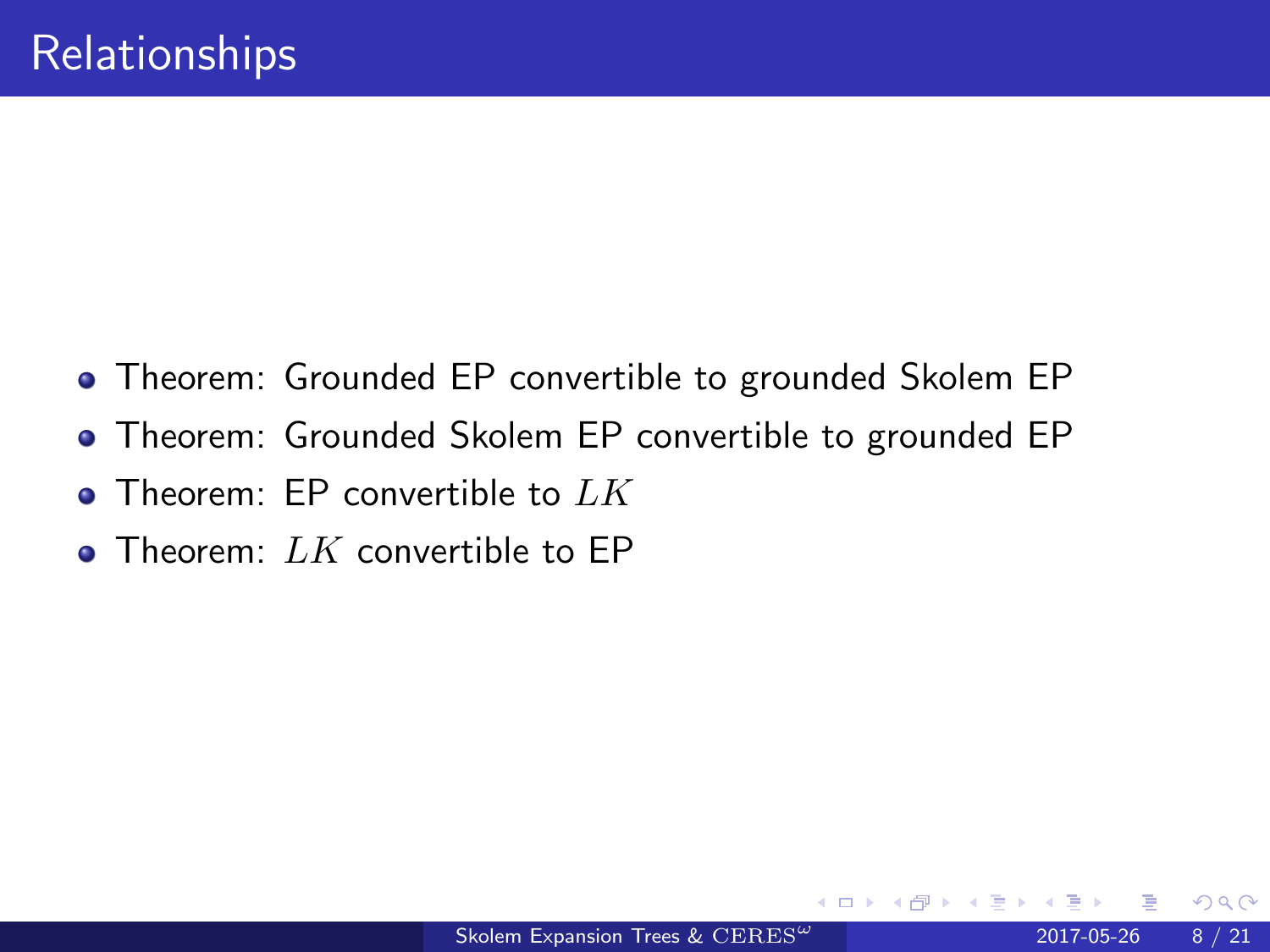# Relationships

- Theorem: Grounded EP convertible to grounded Skolem EP
- Theorem: Grounded Skolem EP convertible to grounded EP
- Theorem: EP convertible to $LK$
- Theorem: $LK$ convertible to EP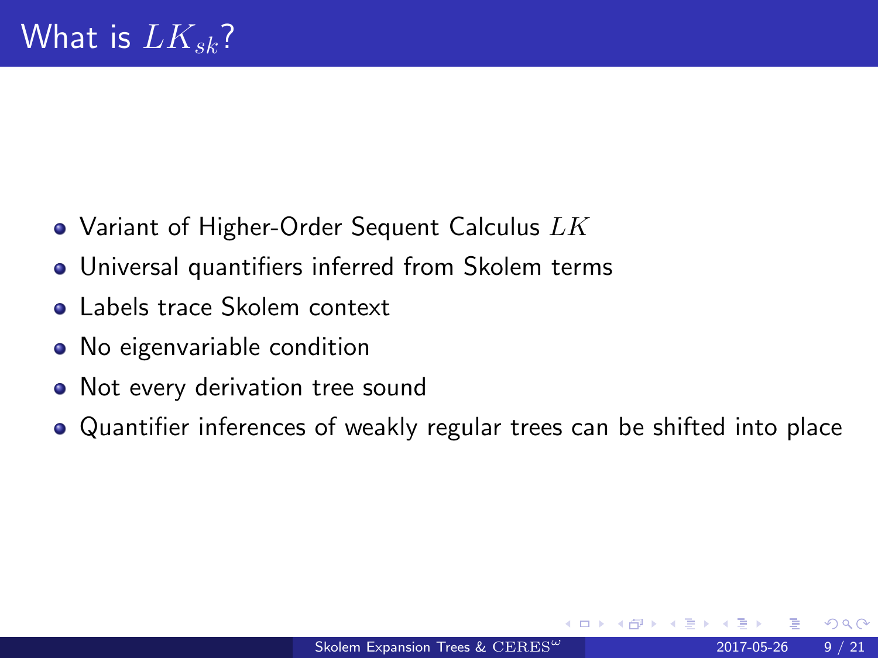# What is $LK_{sk}$?

- Variant of Higher-Order Sequent Calculus $LK$
- Universal quantifiers inferred from Skolem terms
- Labels trace Skolem context
- No eigenvariable condition
- Not every derivation tree sound
- Quantifier inferences of weakly regular trees can be shifted into place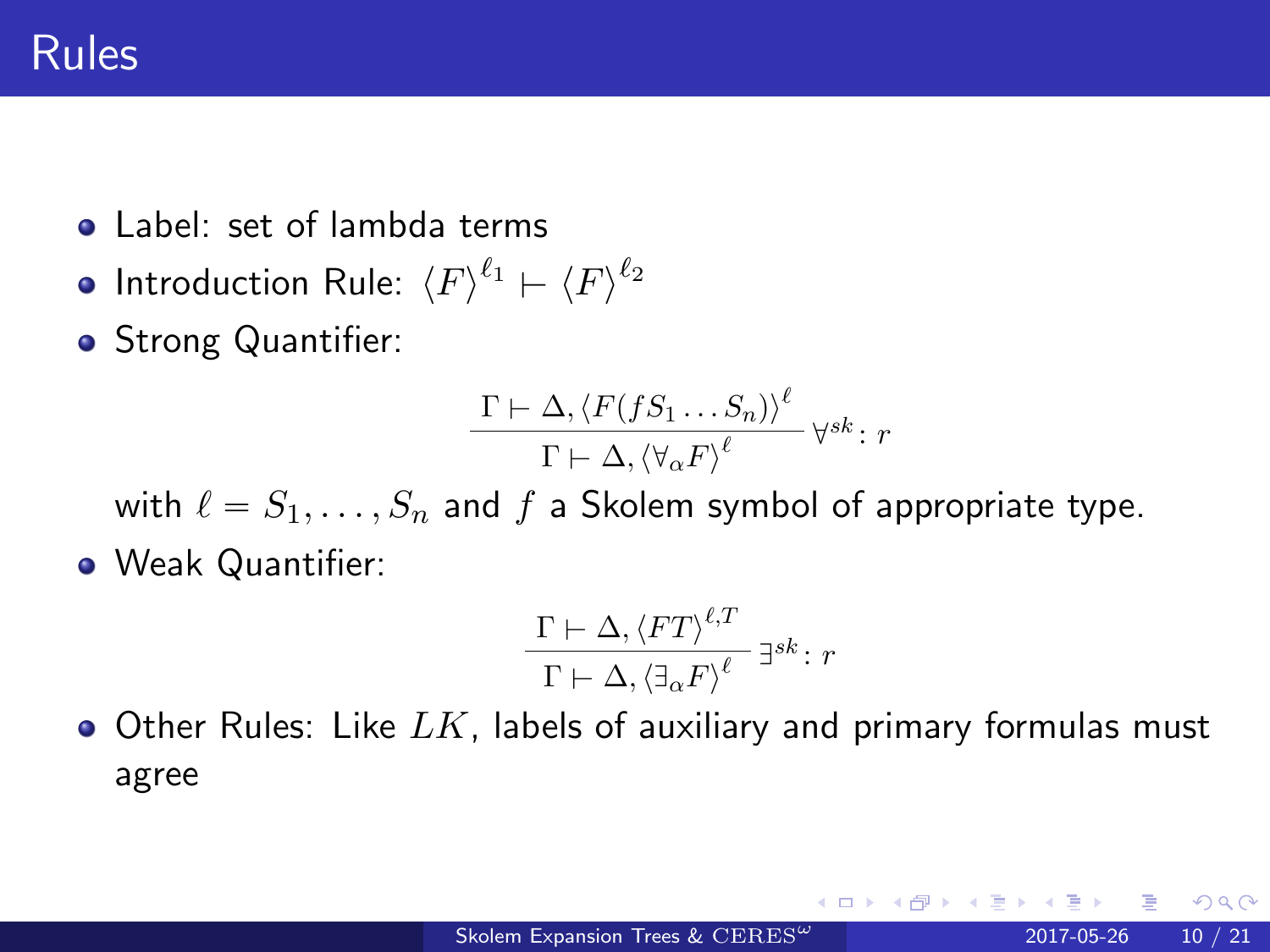# Rules

- Label: set of lambda terms
- Introduction Rule: $\langle F \rangle^{\ell_1} \vdash \langle F \rangle^{\ell_2}$
- Strong Quantifier:

$$\frac{\Gamma \vdash \Delta, \langle F(fS_1 \ldots S_n) \rangle^{\ell}}{\Gamma \vdash \Delta, \langle \forall_\alpha F \rangle^{\ell}} \, \forall^{sk} \colon r$$

  with $\ell = S_1, \ldots, S_n$ and $f$ a Skolem symbol of appropriate type.

- Weak Quantifier:

$$\frac{\Gamma \vdash \Delta, \langle FT \rangle^{\ell, T}}{\Gamma \vdash \Delta, \langle \exists_\alpha F \rangle^{\ell}} \, \exists^{sk} \colon r$$

- Other Rules: Like $LK$, labels of auxiliary and primary formulas must agree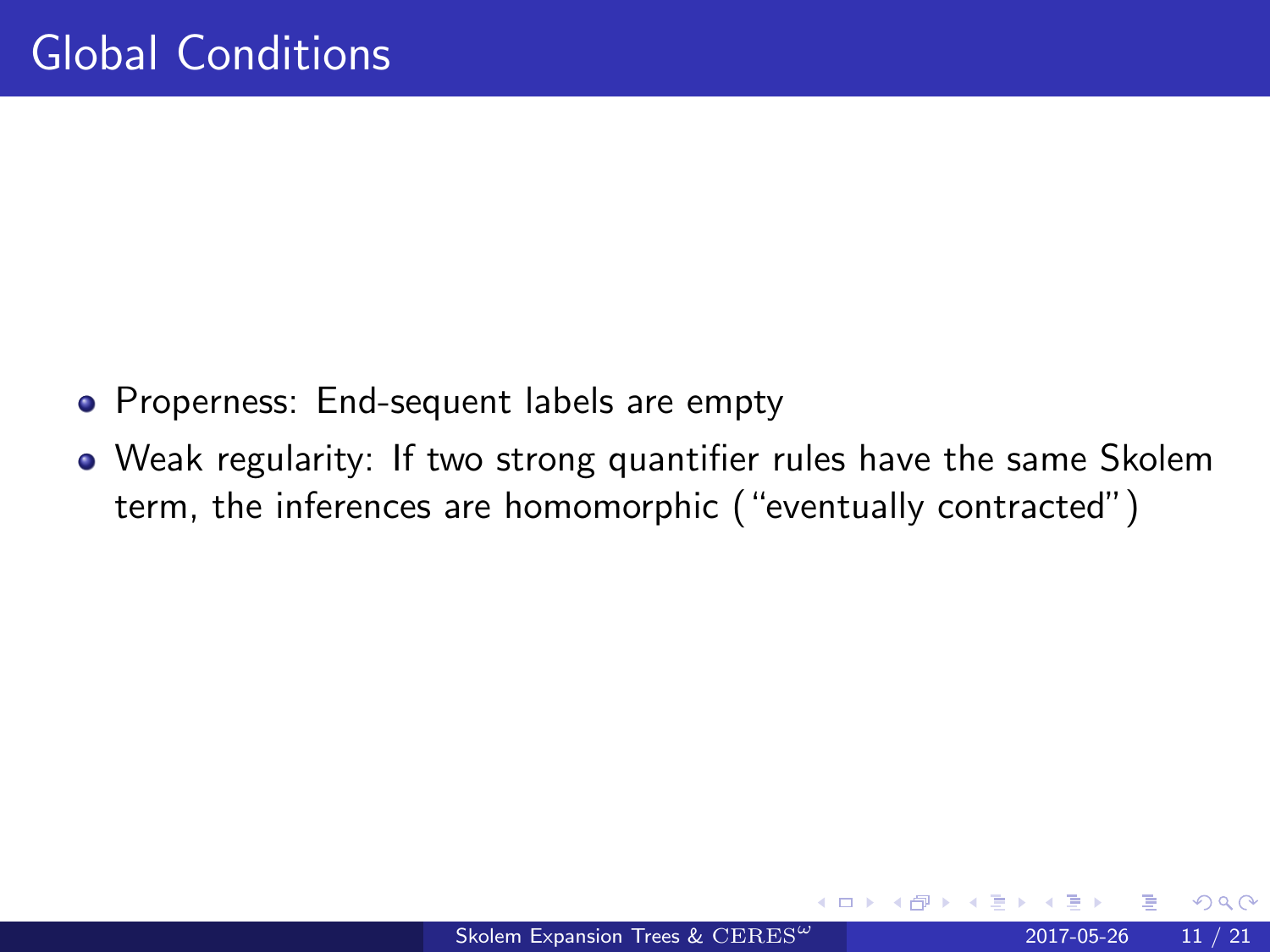# Global Conditions

- Properness: End-sequent labels are empty
- Weak regularity: If two strong quantifier rules have the same Skolem term, the inferences are homomorphic ("eventually contracted")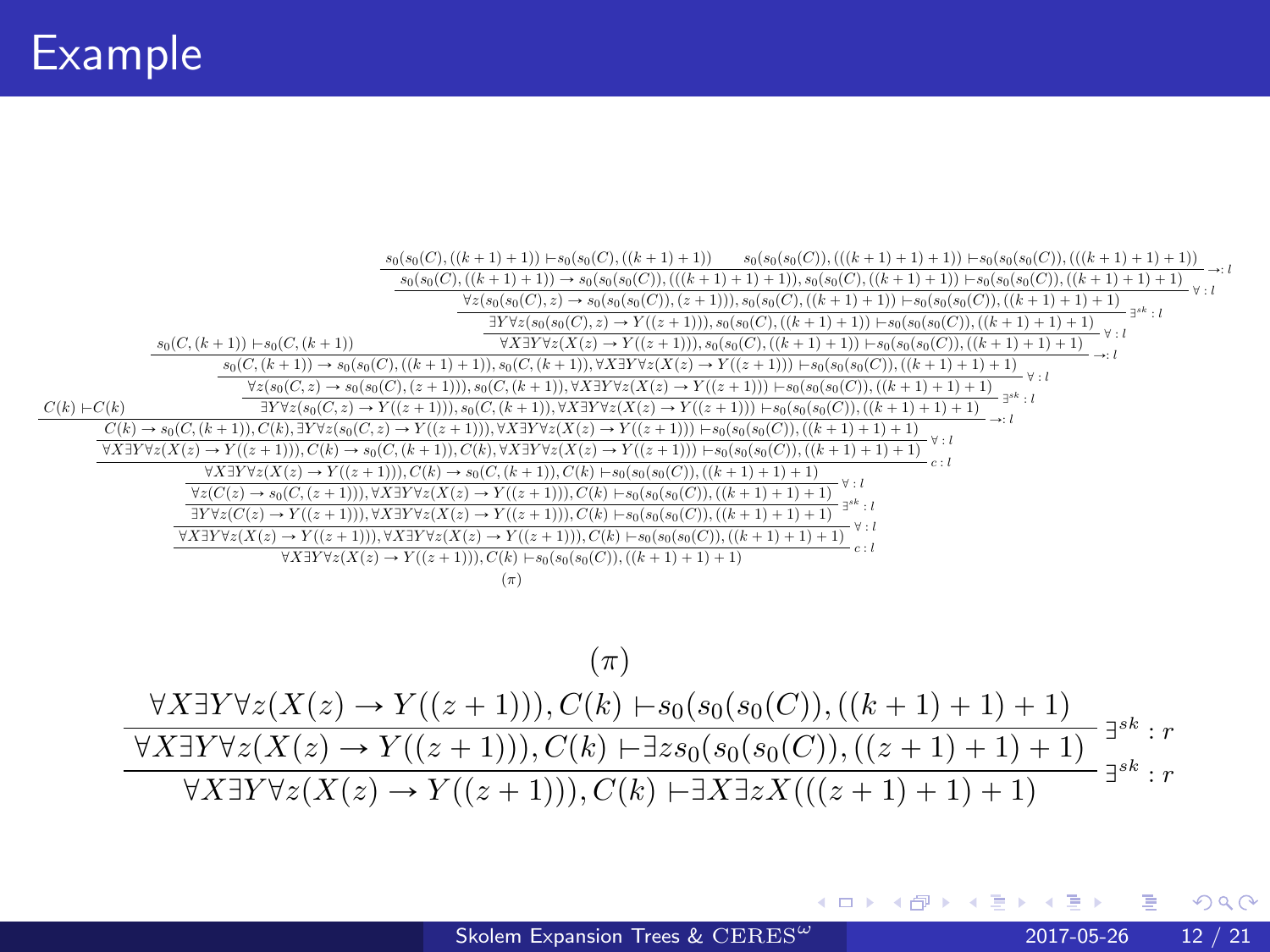# Example

$$
\cfrac{
  \cfrac{
    \cfrac{
      C(k) \vdash C(k)
      \qquad
      \cfrac{
        \cfrac{
          \cfrac{
            s_0(C,(k+1)) \vdash s_0(C,(k+1))
            \qquad
            \cfrac{
              \cfrac{
                \cfrac{
                  \cfrac{
                    s_0(s_0(C),((k+1)+1)) \vdash s_0(s_0(C),((k+1)+1))
                    \qquad
                    s_0(s_0(s_0(C)),(((k+1)+1)+1)) \vdash s_0(s_0(s_0(C)),(((k+1)+1)+1))
                  }{
                    s_0(s_0(C),((k+1)+1)) \to s_0(s_0(s_0(C)),(((k+1)+1)+1)), s_0(s_0(C),((k+1)+1)) \vdash s_0(s_0(s_0(C)),((k+1)+1)+1)
                  } \to: l
                }{
                  \forall z(s_0(s_0(C),z) \to s_0(s_0(s_0(C)),(z+1))), s_0(s_0(C),((k+1)+1)) \vdash s_0(s_0(s_0(C)),((k+1)+1)+1)
                } \forall: l
              }{
                \exists Y \forall z(s_0(s_0(C),z) \to Y((z+1))), s_0(s_0(C),((k+1)+1)) \vdash s_0(s_0(s_0(C)),((k+1)+1)+1)
              } \exists^{sk}: l
            }{
              \forall X \exists Y \forall z(X(z) \to Y((z+1))), s_0(s_0(C),((k+1)+1)) \vdash s_0(s_0(s_0(C)),((k+1)+1)+1)
            } \forall: l
          }{
            s_0(C,(k+1)) \to s_0(s_0(C),((k+1)+1)), s_0(C,(k+1)), \forall X \exists Y \forall z(X(z) \to Y((z+1))) \vdash s_0(s_0(s_0(C)),((k+1)+1)+1)
          } \to: l
        }{
          \forall z(s_0(C,z) \to s_0(s_0(C),(z+1))), s_0(C,(k+1)), \forall X \exists Y \forall z(X(z) \to Y((z+1))) \vdash s_0(s_0(s_0(C)),((k+1)+1)+1)
        } \forall: l
      }{
        \exists Y \forall z(s_0(C,z) \to Y((z+1))), s_0(C,(k+1)), \forall X \exists Y \forall z(X(z) \to Y((z+1))) \vdash s_0(s_0(s_0(C)),((k+1)+1)+1)
      } \exists^{sk}: l
    }{
      C(k) \to s_0(C,(k+1)), C(k), \exists Y \forall z(s_0(C,z) \to Y((z+1))), \forall X \exists Y \forall z(X(z) \to Y((z+1))) \vdash s_0(s_0(s_0(C)),((k+1)+1)+1)
    } \to: l
  }{
    \forall X \exists Y \forall z(X(z) \to Y((z+1))), C(k) \to s_0(C,(k+1)), C(k), \forall X \exists Y \forall z(X(z) \to Y((z+1))) \vdash s_0(s_0(s_0(C)),((k+1)+1)+1)
  } \forall: l
}{
  \forall X \exists Y \forall z(X(z) \to Y((z+1))), C(k) \to s_0(C,(k+1)), C(k) \vdash s_0(s_0(s_0(C)),((k+1)+1)+1)
} c: l
$$

$$
\cfrac{
  \cfrac{
    \cfrac{
      \cfrac{
        \forall X \exists Y \forall z(X(z) \to Y((z+1))), C(k) \to s_0(C,(k+1)), C(k) \vdash s_0(s_0(s_0(C)),((k+1)+1)+1)
      }{
        \forall z(C(z) \to s_0(C,(z+1))), \forall X \exists Y \forall z(X(z) \to Y((z+1))), C(k) \vdash s_0(s_0(s_0(C)),((k+1)+1)+1)
      } \forall: l
    }{
      \exists Y \forall z(C(z) \to Y((z+1))), \forall X \exists Y \forall z(X(z) \to Y((z+1))), C(k) \vdash s_0(s_0(s_0(C)),((k+1)+1)+1)
    } \exists^{sk}: l
  }{
    \forall X \exists Y \forall z(X(z) \to Y((z+1))), \forall X \exists Y \forall z(X(z) \to Y((z+1))), C(k) \vdash s_0(s_0(s_0(C)),((k+1)+1)+1)
  } \forall: l
}{
  \forall X \exists Y \forall z(X(z) \to Y((z+1))), C(k) \vdash s_0(s_0(s_0(C)),((k+1)+1)+1)
} c: l
$$

$(\pi)$

$$
\cfrac{
  \cfrac{
    \cfrac{(\pi)}{\forall X \exists Y \forall z(X(z) \to Y((z+1))), C(k) \vdash s_0(s_0(s_0(C)),((k+1)+1)+1)}
  }{
    \forall X \exists Y \forall z(X(z) \to Y((z+1))), C(k) \vdash \exists z s_0(s_0(s_0(C)),((z+1)+1)+1)
  } \exists^{sk}: r
}{
  \forall X \exists Y \forall z(X(z) \to Y((z+1))), C(k) \vdash \exists X \exists z X(((z+1)+1)+1)
} \exists^{sk}: r
$$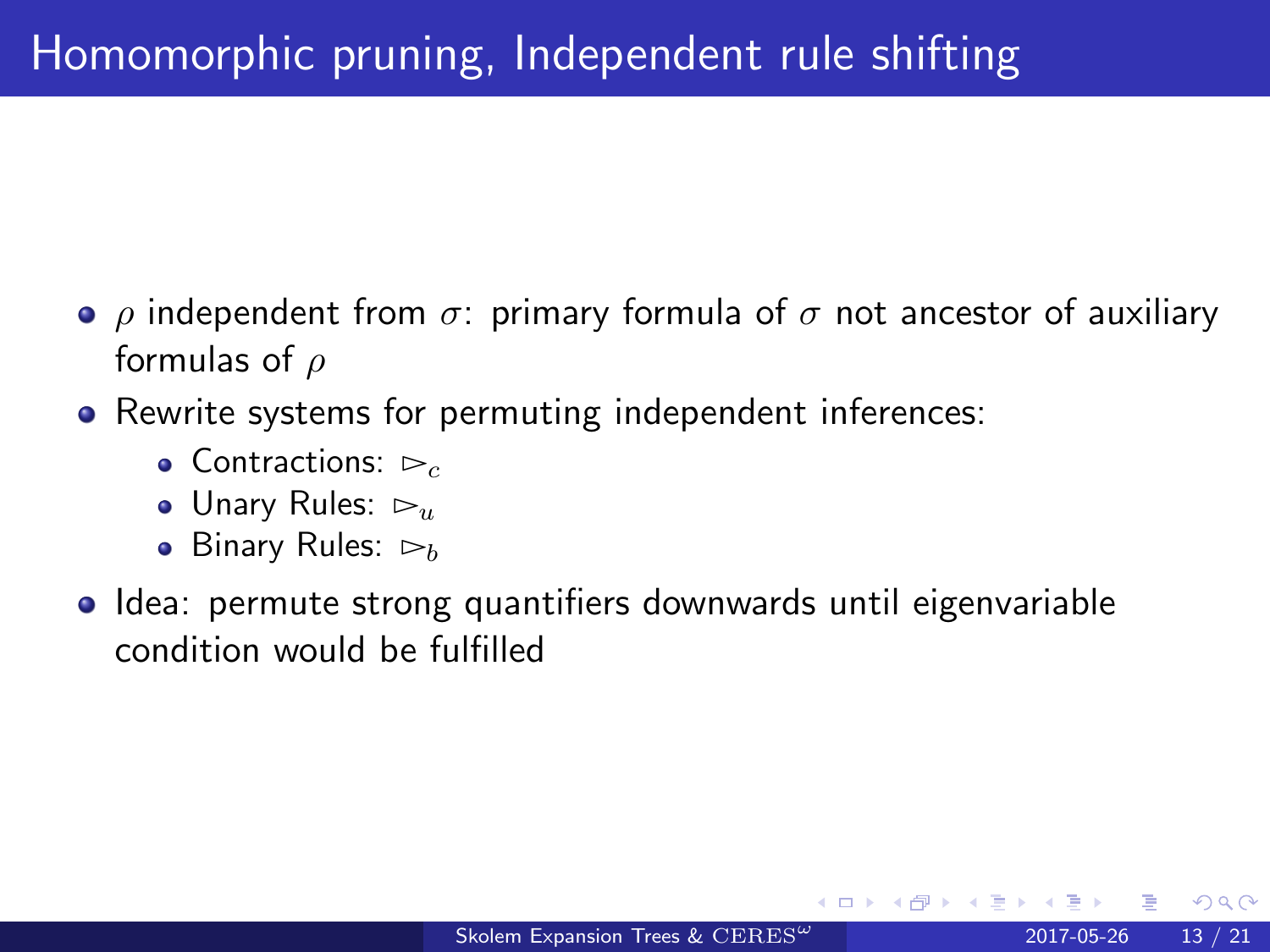# Homomorphic pruning, Independent rule shifting

- $\rho$ independent from $\sigma$: primary formula of $\sigma$ not ancestor of auxiliary formulas of $\rho$
- Rewrite systems for permuting independent inferences:
  - Contractions: $\rhd_c$
  - Unary Rules: $\rhd_u$
  - Binary Rules: $\rhd_b$
- Idea: permute strong quantifiers downwards until eigenvariable condition would be fulfilled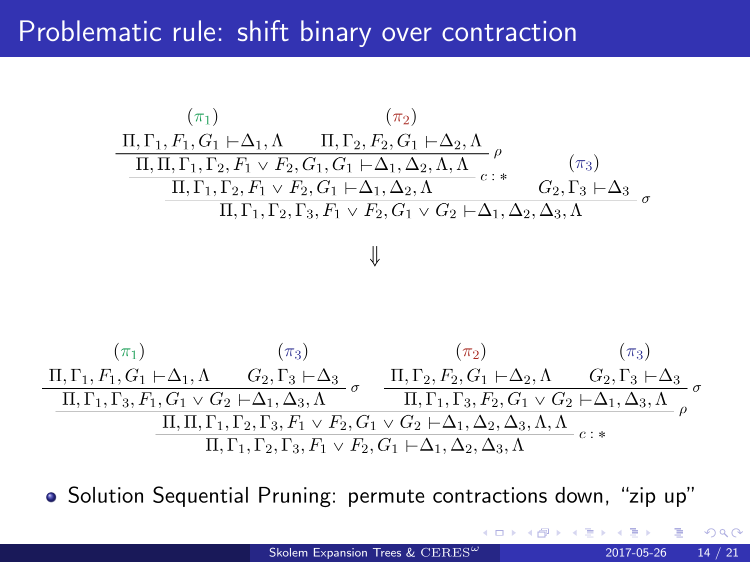# Problematic rule: shift binary over contraction

$$
\dfrac{\dfrac{\dfrac{\begin{matrix}(\pi_1) \\ \Pi, \Gamma_1, F_1, G_1 \vdash \Delta_1, \Lambda\end{matrix} \qquad \begin{matrix}(\pi_2) \\ \Pi, \Gamma_2, F_2, G_1 \vdash \Delta_2, \Lambda\end{matrix}}{\Pi, \Pi, \Gamma_1, \Gamma_2, F_1 \vee F_2, G_1, G_1 \vdash \Delta_1, \Delta_2, \Lambda, \Lambda}\ \rho}{\Pi, \Gamma_1, \Gamma_2, F_1 \vee F_2, G_1 \vdash \Delta_1, \Delta_2, \Lambda}\ c:* \qquad \begin{matrix}(\pi_3) \\ G_2, \Gamma_3 \vdash \Delta_3\end{matrix}}{\Pi, \Gamma_1, \Gamma_2, \Gamma_3, F_1 \vee F_2, G_1 \vee G_2 \vdash \Delta_1, \Delta_2, \Delta_3, \Lambda}\ \sigma
$$

$$\Downarrow$$

$$
\dfrac{\dfrac{\dfrac{\begin{matrix}(\pi_1) \\ \Pi, \Gamma_1, F_1, G_1 \vdash \Delta_1, \Lambda\end{matrix} \qquad \begin{matrix}(\pi_3) \\ G_2, \Gamma_3 \vdash \Delta_3\end{matrix}}{\Pi, \Gamma_1, \Gamma_3, F_1, G_1 \vee G_2 \vdash \Delta_1, \Delta_3, \Lambda}\ \sigma \qquad \dfrac{\begin{matrix}(\pi_2) \\ \Pi, \Gamma_2, F_2, G_1 \vdash \Delta_2, \Lambda\end{matrix} \qquad \begin{matrix}(\pi_3) \\ G_2, \Gamma_3 \vdash \Delta_3\end{matrix}}{\Pi, \Gamma_1, \Gamma_3, F_2, G_1 \vee G_2 \vdash \Delta_1, \Delta_3, \Lambda}\ \sigma}{\Pi, \Pi, \Gamma_1, \Gamma_2, \Gamma_3, F_1 \vee F_2, G_1 \vee G_2 \vdash \Delta_1, \Delta_2, \Delta_3, \Lambda, \Lambda}\ \rho}{\Pi, \Gamma_1, \Gamma_2, \Gamma_3, F_1 \vee F_2, G_1 \vdash \Delta_1, \Delta_2, \Delta_3, \Lambda}\ c:*
$$

- Solution Sequential Pruning: permute contractions down, “zip up”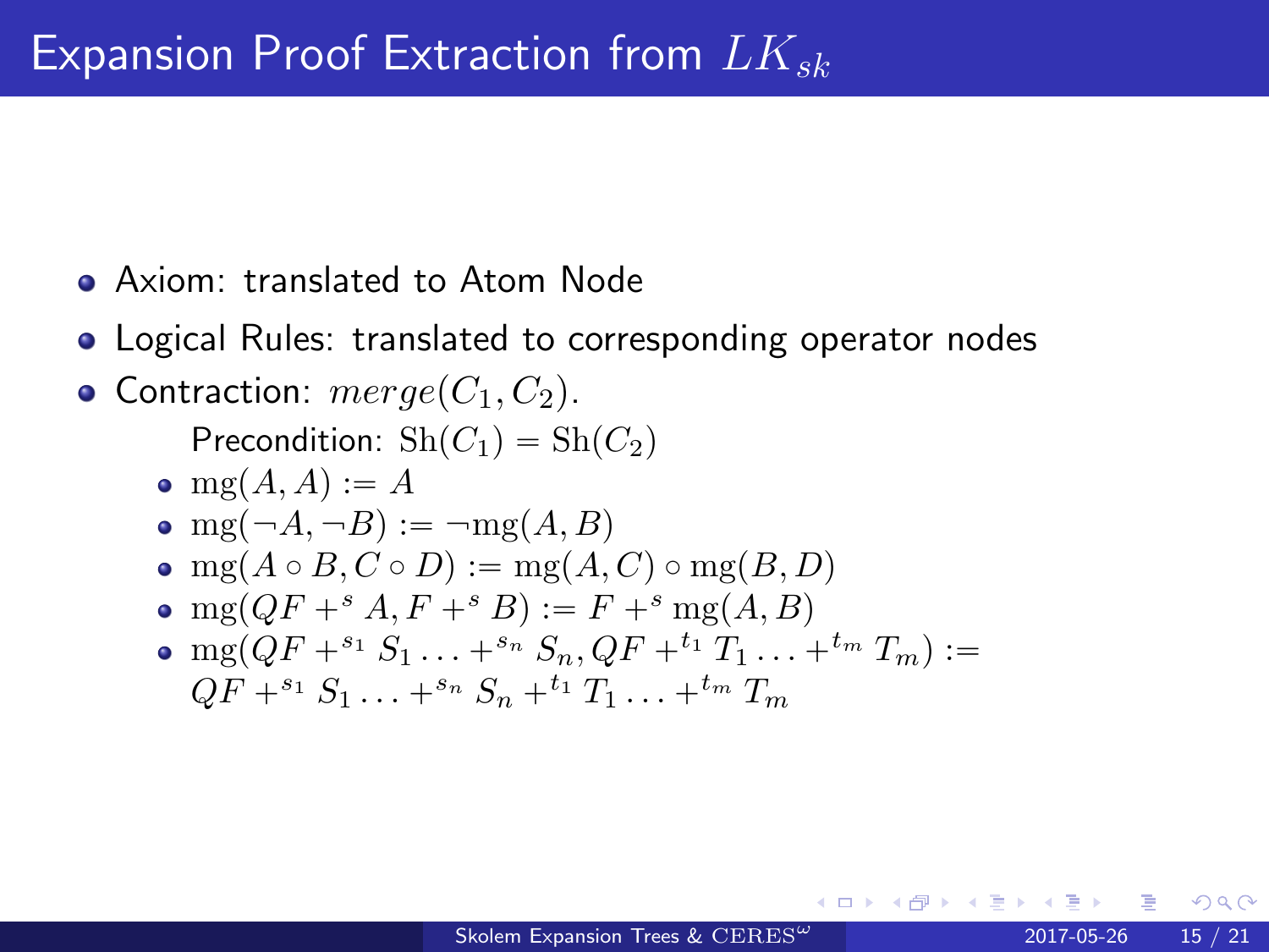# Expansion Proof Extraction from $LK_{sk}$

- Axiom: translated to Atom Node
- Logical Rules: translated to corresponding operator nodes
- Contraction: $merge(C_1, C_2)$.

  Precondition: $\mathrm{Sh}(C_1) = \mathrm{Sh}(C_2)$

  - $\mathrm{mg}(A, A) := A$
  - $\mathrm{mg}(\neg A, \neg B) := \neg \mathrm{mg}(A, B)$
  - $\mathrm{mg}(A \circ B, C \circ D) := \mathrm{mg}(A, C) \circ \mathrm{mg}(B, D)$
  - $\mathrm{mg}(QF +^{s} A, F +^{s} B) := F +^{s} \mathrm{mg}(A, B)$
  - $\mathrm{mg}(QF +^{s_1} S_1 \ldots +^{s_n} S_n, QF +^{t_1} T_1 \ldots +^{t_m} T_m) :=$
    $QF +^{s_1} S_1 \ldots +^{s_n} S_n +^{t_1} T_1 \ldots +^{t_m} T_m$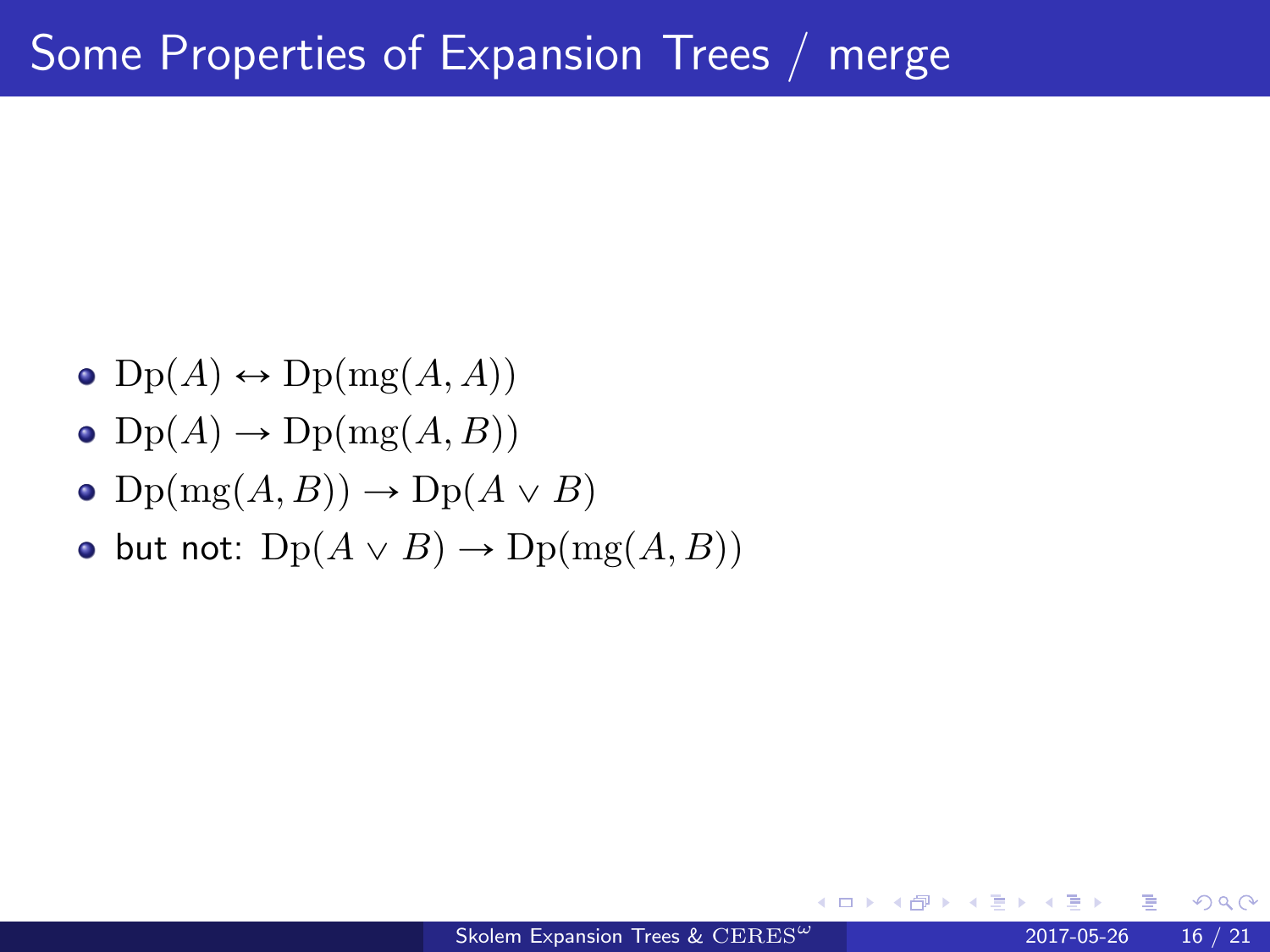# Some Properties of Expansion Trees / merge

- $\mathrm{Dp}(A) \leftrightarrow \mathrm{Dp}(\mathrm{mg}(A, A))$
- $\mathrm{Dp}(A) \rightarrow \mathrm{Dp}(\mathrm{mg}(A, B))$
- $\mathrm{Dp}(\mathrm{mg}(A, B)) \rightarrow \mathrm{Dp}(A \vee B)$
- but not: $\mathrm{Dp}(A \vee B) \rightarrow \mathrm{Dp}(\mathrm{mg}(A, B))$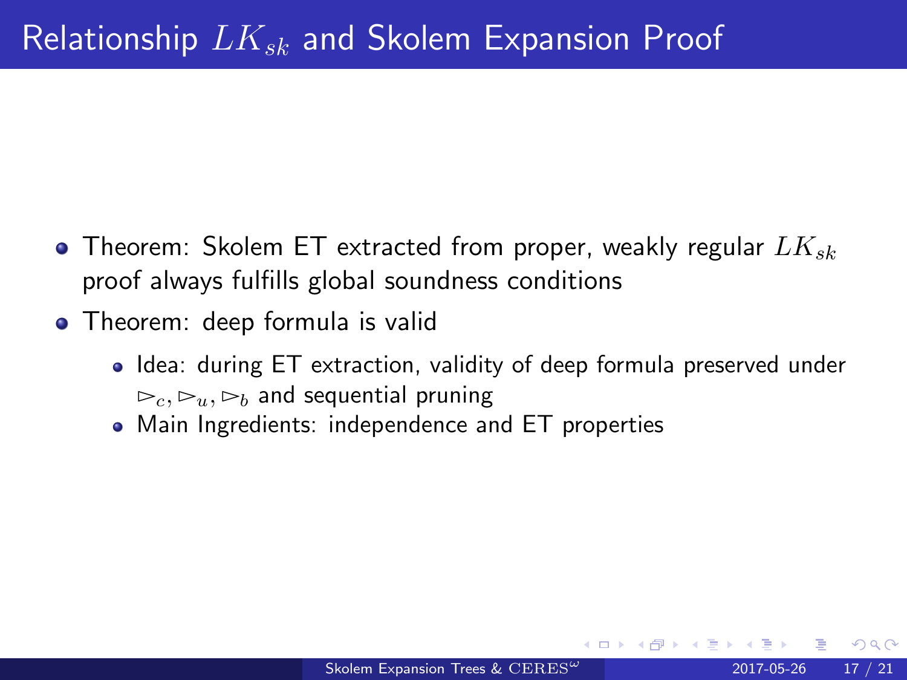# Relationship $LK_{sk}$ and Skolem Expansion Proof

- Theorem: Skolem ET extracted from proper, weakly regular $LK_{sk}$ proof always fulfills global soundness conditions
- Theorem: deep formula is valid
  - Idea: during ET extraction, validity of deep formula preserved under $\rhd_c, \rhd_u, \rhd_b$ and sequential pruning
  - Main Ingredients: independence and ET properties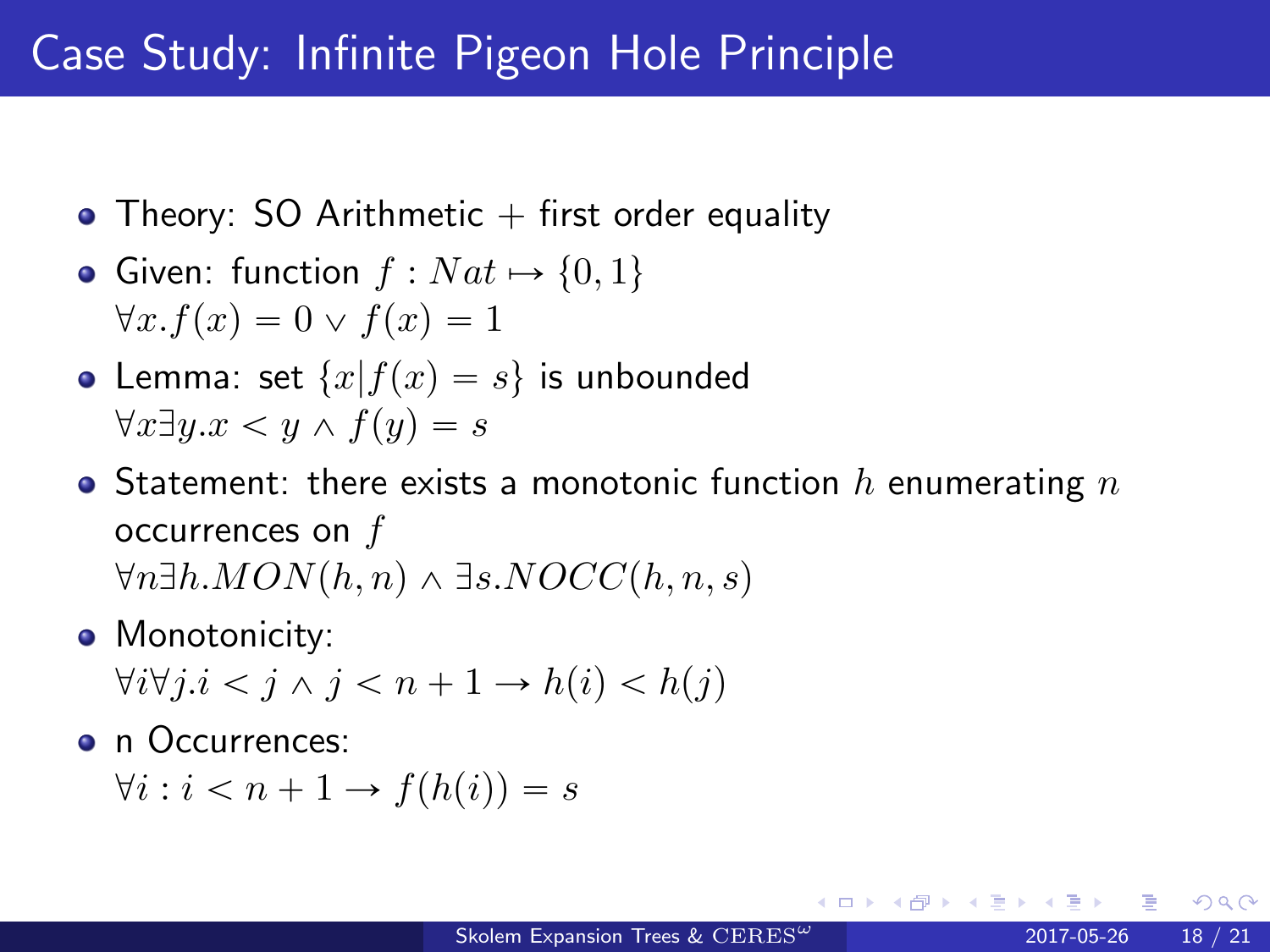# Case Study: Infinite Pigeon Hole Principle

- Theory: SO Arithmetic + first order equality
- Given: function $f : Nat \mapsto \{0, 1\}$
  $\forall x. f(x) = 0 \lor f(x) = 1$
- Lemma: set $\{x | f(x) = s\}$ is unbounded
  $\forall x \exists y. x < y \land f(y) = s$
- Statement: there exists a monotonic function $h$ enumerating $n$ occurrences on $f$
  $\forall n \exists h. MON(h, n) \land \exists s. NOCC(h, n, s)$
- Monotonicity:
  $\forall i \forall j. i < j \land j < n + 1 \rightarrow h(i) < h(j)$
- n Occurrences:
  $\forall i : i < n + 1 \rightarrow f(h(i)) = s$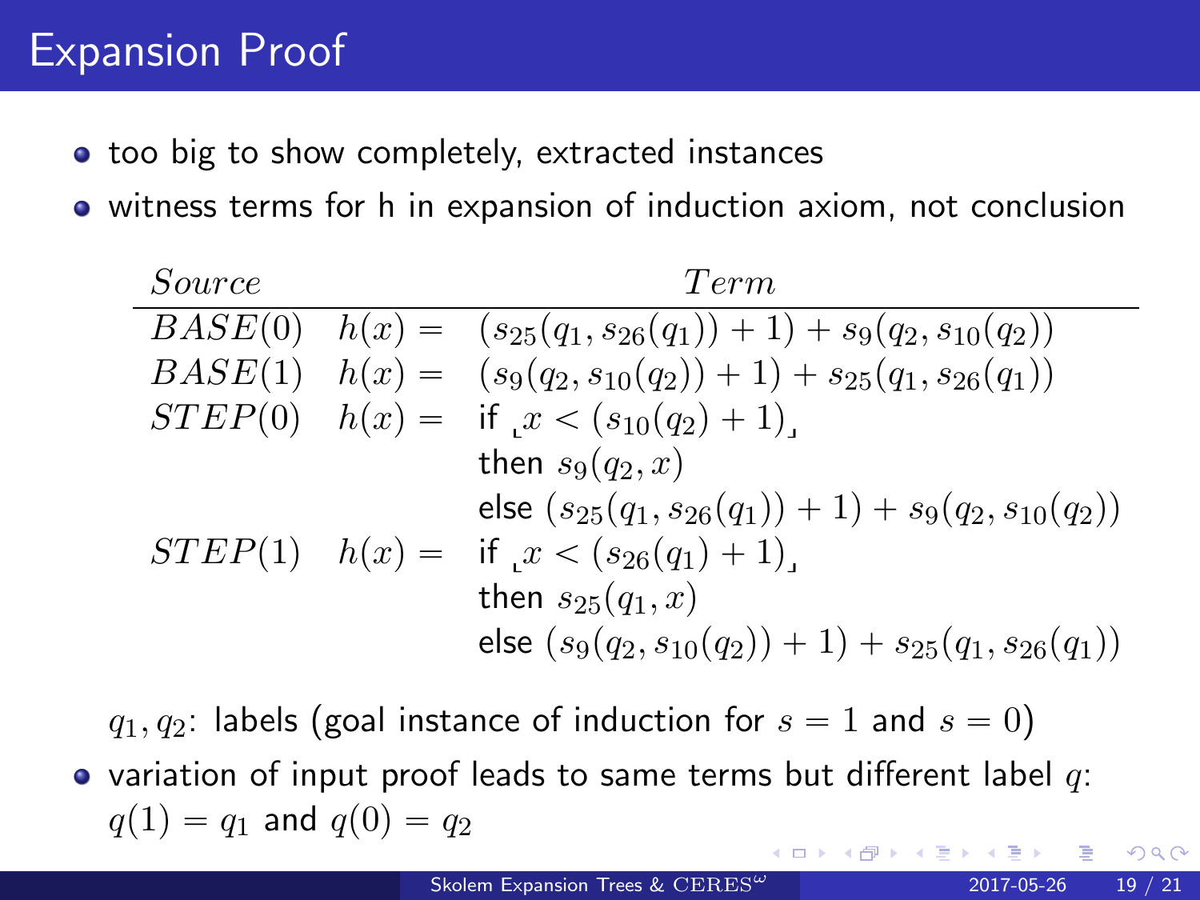# Expansion Proof

- too big to show completely, extracted instances
- witness terms for h in expansion of induction axiom, not conclusion

| *Source* | | *Term* |
|---|---|---|
| $BASE(0)$ | $h(x) =$ | $(s_{25}(q_1, s_{26}(q_1)) + 1) + s_9(q_2, s_{10}(q_2))$ |
| $BASE(1)$ | $h(x) =$ | $(s_9(q_2, s_{10}(q_2)) + 1) + s_{25}(q_1, s_{26}(q_1))$ |
| $STEP(0)$ | $h(x) =$ | if $\llcorner x < (s_{10}(q_2) + 1)\lrcorner$ |
| | | then $s_9(q_2, x)$ |
| | | else $(s_{25}(q_1, s_{26}(q_1)) + 1) + s_9(q_2, s_{10}(q_2))$ |
| $STEP(1)$ | $h(x) =$ | if $\llcorner x < (s_{26}(q_1) + 1)\lrcorner$ |
| | | then $s_{25}(q_1, x)$ |
| | | else $(s_9(q_2, s_{10}(q_2)) + 1) + s_{25}(q_1, s_{26}(q_1))$ |

$q_1, q_2$: labels (goal instance of induction for $s = 1$ and $s = 0$)

- variation of input proof leads to same terms but different label $q$: $q(1) = q_1$ and $q(0) = q_2$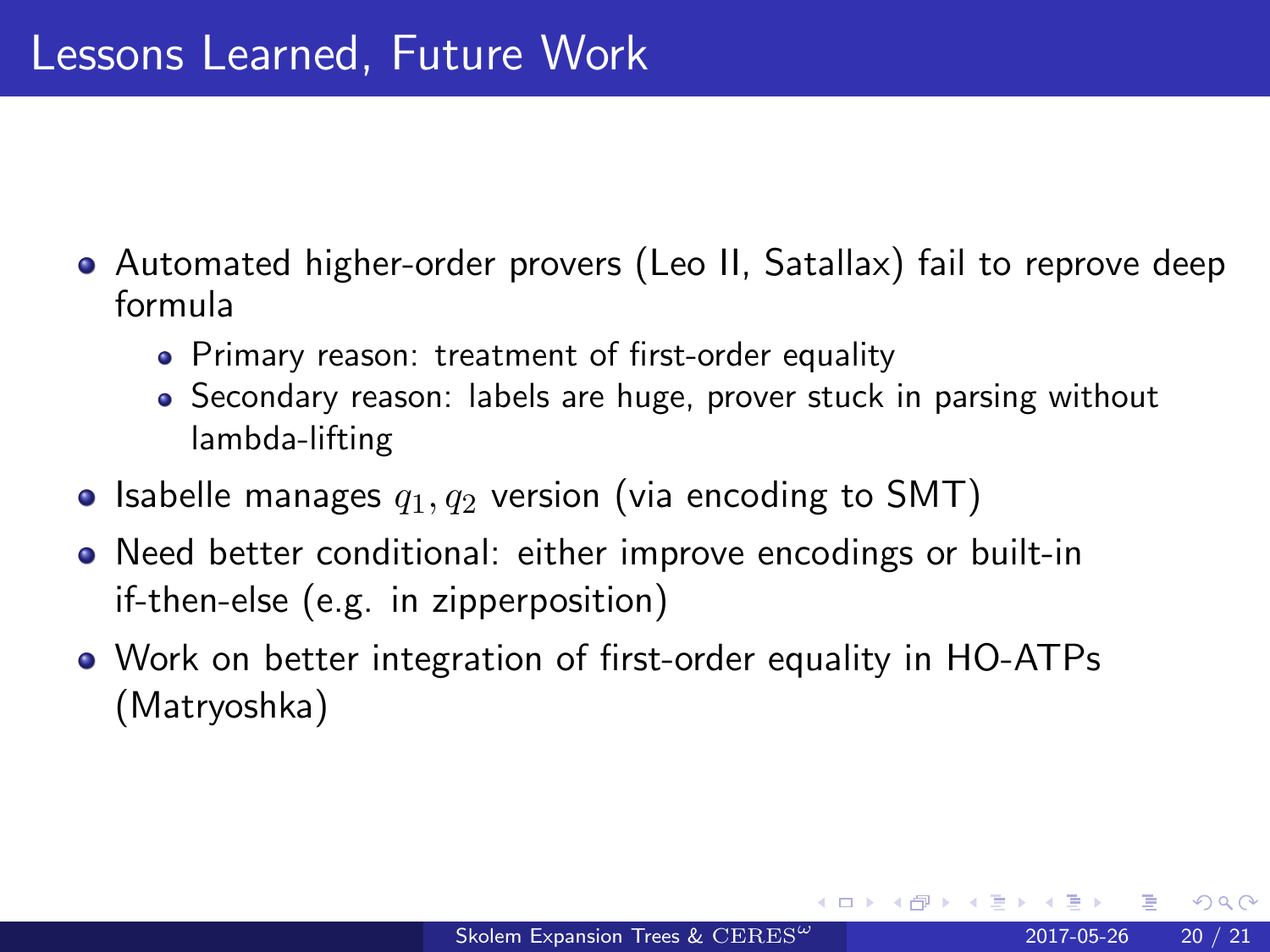# Lessons Learned, Future Work

- Automated higher-order provers (Leo II, Satallax) fail to reprove deep formula
  - Primary reason: treatment of first-order equality
  - Secondary reason: labels are huge, prover stuck in parsing without lambda-lifting
- Isabelle manages $q_1, q_2$ version (via encoding to SMT)
- Need better conditional: either improve encodings or built-in if-then-else (e.g. in zipperposition)
- Work on better integration of first-order equality in HO-ATPs (Matryoshka)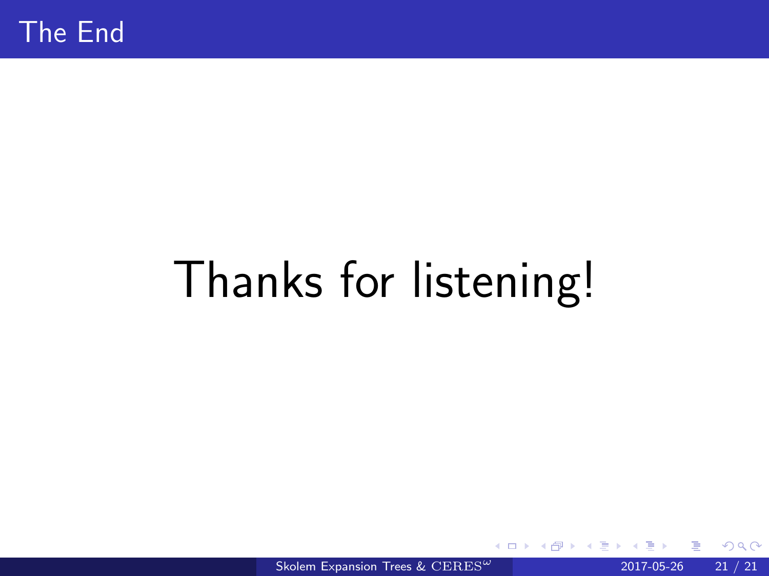# The End

Thanks for listening!